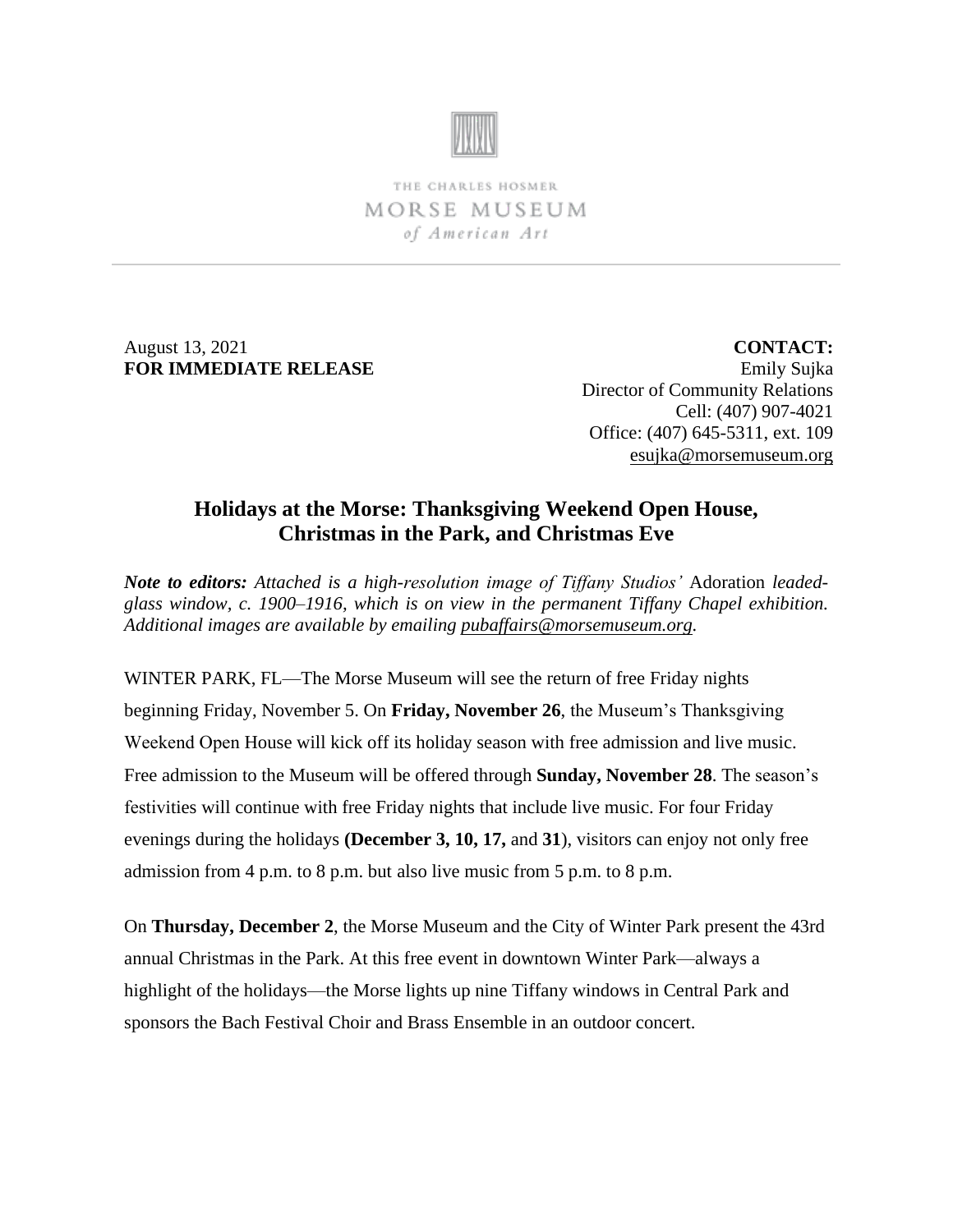THE CHARLES HOSMER
MORSE MUSEUM
*of American Art*

August 13, 2021
**FOR IMMEDIATE RELEASE**

**CONTACT:**
Emily Sujka
Director of Community Relations
Cell: (407) 907-4021
Office: (407) 645-5311, ext. 109
esujka@morsemuseum.org

## Holidays at the Morse: Thanksgiving Weekend Open House, Christmas in the Park, and Christmas Eve

***Note to editors:*** *Attached is a high-resolution image of Tiffany Studios'* Adoration *leaded-glass window, c. 1900–1916, which is on view in the permanent Tiffany Chapel exhibition. Additional images are available by emailing pubaffairs@morsemuseum.org.*

WINTER PARK, FL—The Morse Museum will see the return of free Friday nights beginning Friday, November 5. On **Friday, November 26**, the Museum's Thanksgiving Weekend Open House will kick off its holiday season with free admission and live music. Free admission to the Museum will be offered through **Sunday, November 28**. The season's festivities will continue with free Friday nights that include live music. For four Friday evenings during the holidays **(December 3, 10, 17,** and **31**), visitors can enjoy not only free admission from 4 p.m. to 8 p.m. but also live music from 5 p.m. to 8 p.m.

On **Thursday, December 2**, the Morse Museum and the City of Winter Park present the 43rd annual Christmas in the Park. At this free event in downtown Winter Park—always a highlight of the holidays—the Morse lights up nine Tiffany windows in Central Park and sponsors the Bach Festival Choir and Brass Ensemble in an outdoor concert.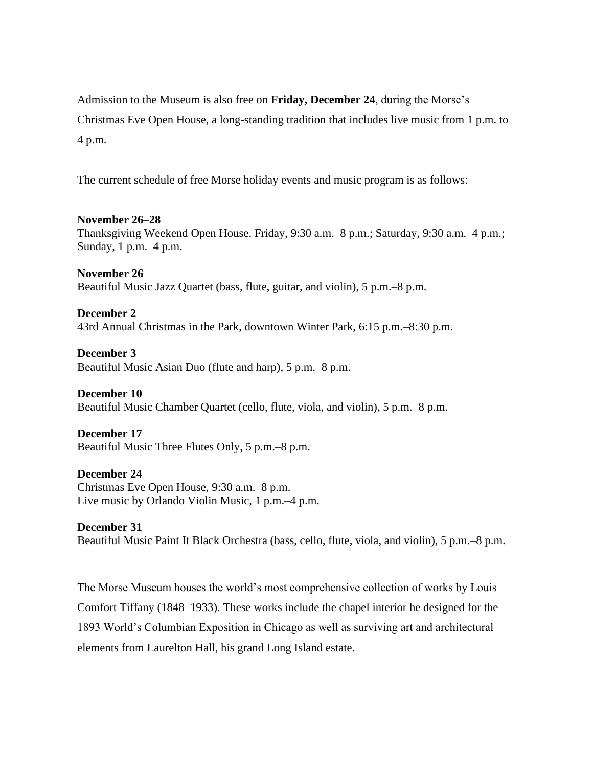Admission to the Museum is also free on **Friday, December 24**, during the Morse's Christmas Eve Open House, a long-standing tradition that includes live music from 1 p.m. to 4 p.m.

The current schedule of free Morse holiday events and music program is as follows:

**November 26–28**
Thanksgiving Weekend Open House. Friday, 9:30 a.m.–8 p.m.; Saturday, 9:30 a.m.–4 p.m.; Sunday, 1 p.m.–4 p.m.

**November 26**
Beautiful Music Jazz Quartet (bass, flute, guitar, and violin), 5 p.m.–8 p.m.

**December 2**
43rd Annual Christmas in the Park, downtown Winter Park, 6:15 p.m.–8:30 p.m.

**December 3**
Beautiful Music Asian Duo (flute and harp), 5 p.m.–8 p.m.

**December 10**
Beautiful Music Chamber Quartet (cello, flute, viola, and violin), 5 p.m.–8 p.m.

**December 17**
Beautiful Music Three Flutes Only, 5 p.m.–8 p.m.

**December 24**
Christmas Eve Open House, 9:30 a.m.–8 p.m.
Live music by Orlando Violin Music, 1 p.m.–4 p.m.

**December 31**
Beautiful Music Paint It Black Orchestra (bass, cello, flute, viola, and violin), 5 p.m.–8 p.m.

The Morse Museum houses the world's most comprehensive collection of works by Louis Comfort Tiffany (1848–1933). These works include the chapel interior he designed for the 1893 World's Columbian Exposition in Chicago as well as surviving art and architectural elements from Laurelton Hall, his grand Long Island estate.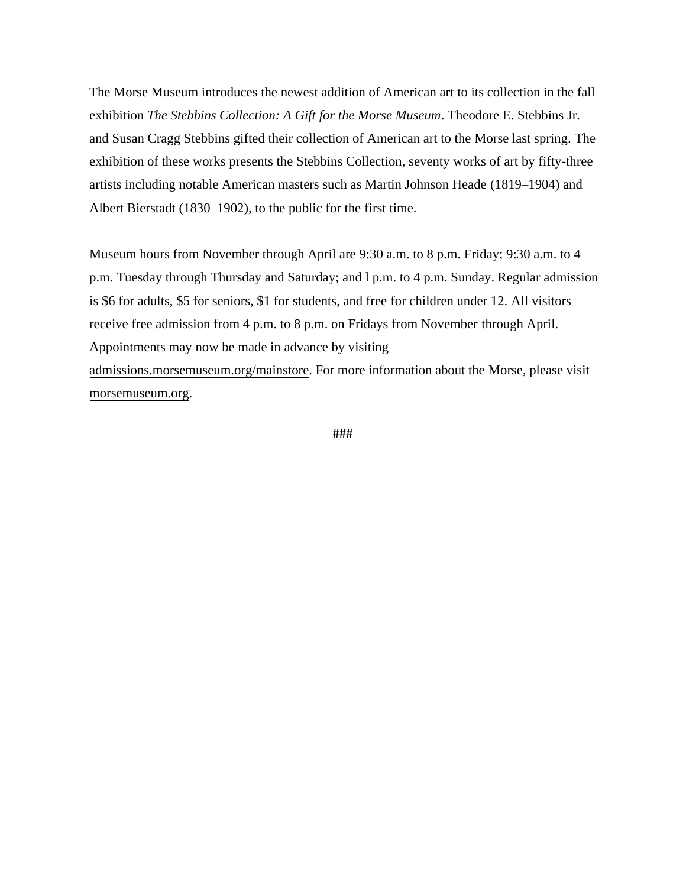The Morse Museum introduces the newest addition of American art to its collection in the fall exhibition *The Stebbins Collection: A Gift for the Morse Museum*. Theodore E. Stebbins Jr. and Susan Cragg Stebbins gifted their collection of American art to the Morse last spring. The exhibition of these works presents the Stebbins Collection, seventy works of art by fifty-three artists including notable American masters such as Martin Johnson Heade (1819–1904) and Albert Bierstadt (1830–1902), to the public for the first time.

Museum hours from November through April are 9:30 a.m. to 8 p.m. Friday; 9:30 a.m. to 4 p.m. Tuesday through Thursday and Saturday; and l p.m. to 4 p.m. Sunday. Regular admission is $6 for adults, $5 for seniors, $1 for students, and free for children under 12. All visitors receive free admission from 4 p.m. to 8 p.m. on Fridays from November through April. Appointments may now be made in advance by visiting admissions.morsemuseum.org/mainstore. For more information about the Morse, please visit morsemuseum.org.

###